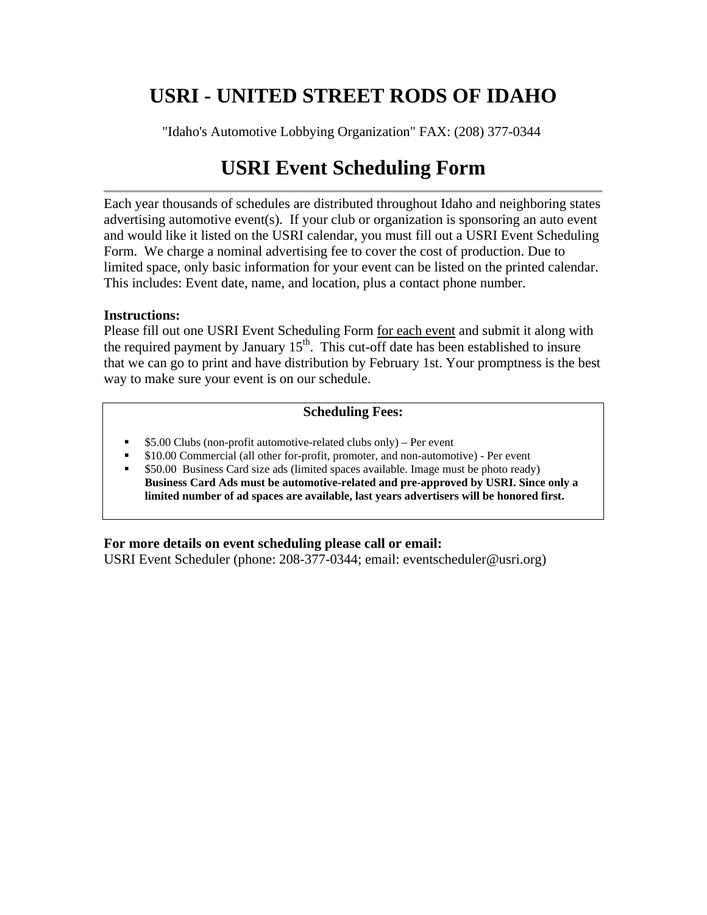# USRI - UNITED STREET RODS OF IDAHO

"Idaho's Automotive Lobbying Organization" FAX: (208) 377-0344

## USRI Event Scheduling Form

---

Each year thousands of schedules are distributed throughout Idaho and neighboring states advertising automotive event(s). If your club or organization is sponsoring an auto event and would like it listed on the USRI calendar, you must fill out a USRI Event Scheduling Form. We charge a nominal advertising fee to cover the cost of production. Due to limited space, only basic information for your event can be listed on the printed calendar. This includes: Event date, name, and location, plus a contact phone number.

**Instructions:**
Please fill out one USRI Event Scheduling Form <u>for each event</u> and submit it along with the required payment by January 15th. This cut-off date has been established to insure that we can go to print and have distribution by February 1st. Your promptness is the best way to make sure your event is on our schedule.

**Scheduling Fees:**

- $5.00 Clubs (non-profit automotive-related clubs only) – Per event
- $10.00 Commercial (all other for-profit, promoter, and non-automotive) - Per event
- $50.00 Business Card size ads (limited spaces available. Image must be photo ready) **Business Card Ads must be automotive-related and pre-approved by USRI. Since only a limited number of ad spaces are available, last years advertisers will be honored first.**

**For more details on event scheduling please call or email:**
USRI Event Scheduler (phone: 208-377-0344; email: eventscheduler@usri.org)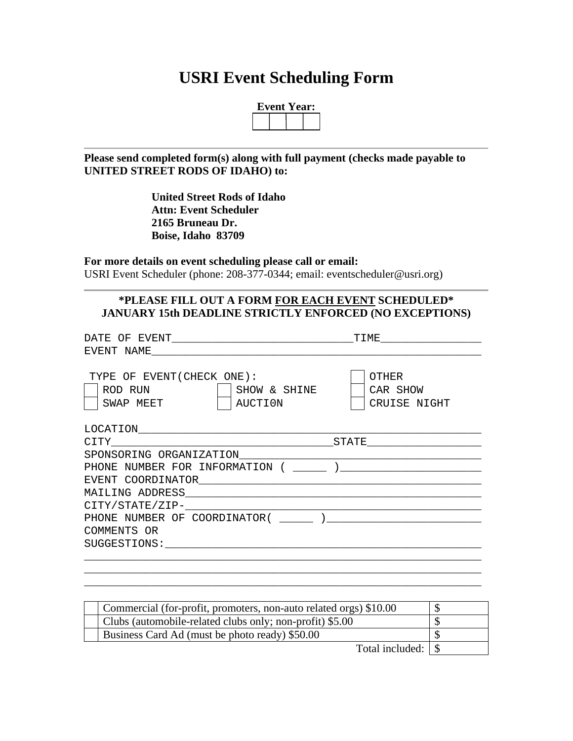# USRI Event Scheduling Form

**Event Year:**

| | | | |
|---|---|---|---|
| | | | |

---

**Please send completed form(s) along with full payment (checks made payable to UNITED STREET RODS OF IDAHO) to:**

> **United Street Rods of Idaho**
> **Attn: Event Scheduler**
> **2165 Bruneau Dr.**
> **Boise, Idaho 83709**

**For more details on event scheduling please call or email:**
USRI Event Scheduler (phone: 208-377-0344; email: eventscheduler@usri.org)

---

**\*PLEASE FILL OUT A FORM FOR EACH EVENT SCHEDULED\***
**JANUARY 15th DEADLINE STRICTLY ENFORCED (NO EXCEPTIONS)**

DATE OF EVENT___________________________TIME_______________
EVENT NAME_________________________________________________

TYPE OF EVENT(CHECK ONE):

- ☐ ROD RUN
- ☐ SWAP MEET
- ☐ SHOW & SHINE
- ☐ AUCTI0N
- ☐ OTHER
- ☐ CAR SHOW
- ☐ CRUISE NIGHT

LOCATION___________________________________________________
CITY_________________________________STATE_________________
SPONSORING ORGANIZATION____________________________________
PHONE NUMBER FOR INFORMATION ( _____ )______________________
EVENT COORDINATOR__________________________________________
MAILING ADDRESS____________________________________________
CITY/STATE/ZIP-____________________________________________
PHONE NUMBER OF COORDINATOR( _____ )________________________
COMMENTS OR
SUGGESTIONS:_______________________________________________
___________________________________________________________
___________________________________________________________
___________________________________________________________

| | | |
|---|---|---|
| | Commercial (for-profit, promoters, non-auto related orgs) $10.00 | $ |
| | Clubs (automobile-related clubs only; non-profit) $5.00 | $ |
| | Business Card Ad (must be photo ready) $50.00 | $ |
| | Total included: | $ |